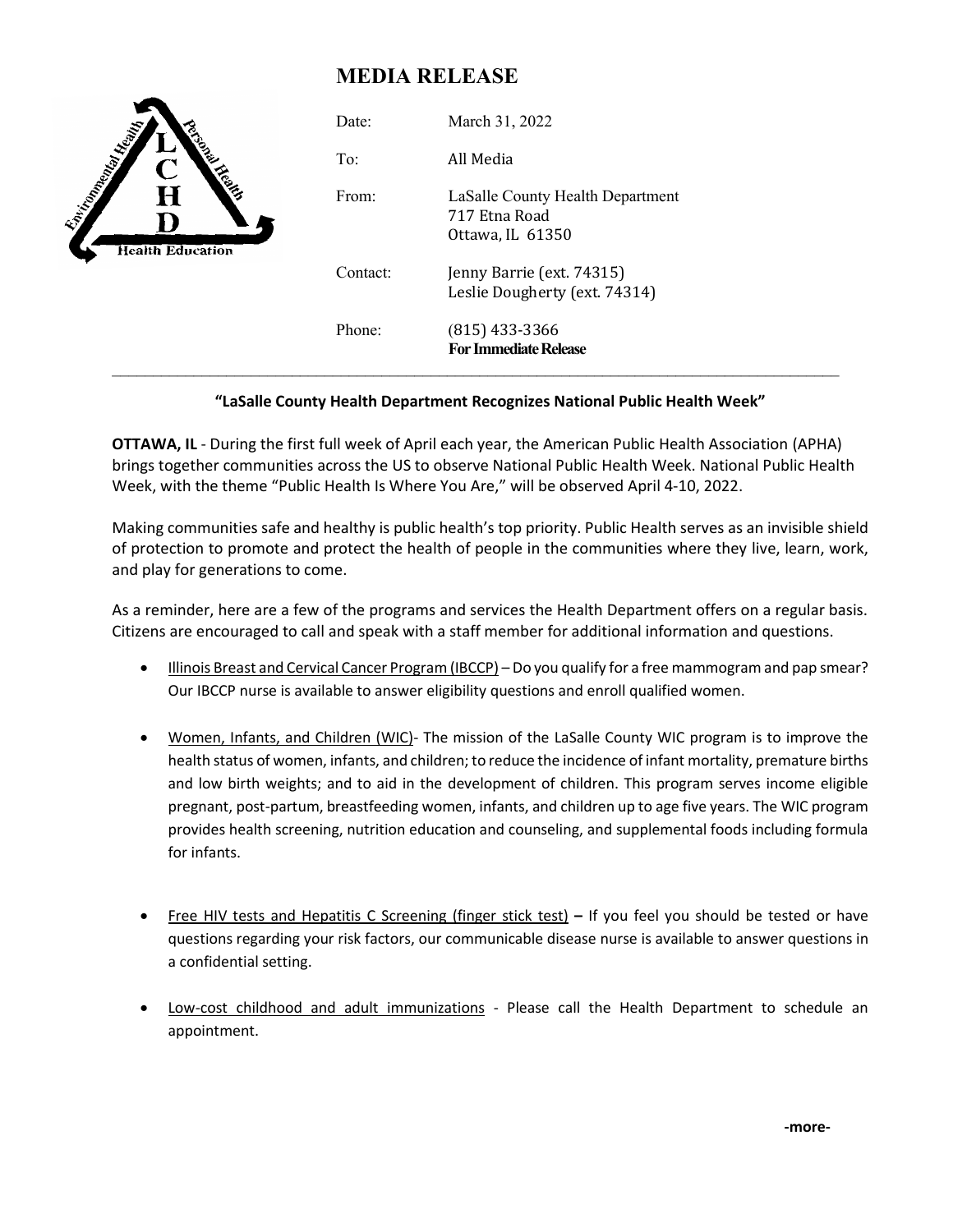# MEDIA RELEASE

| | |
|---|---|
| Date: | March 31, 2022 |
| To: | All Media |
| From: | LaSalle County Health Department<br>717 Etna Road<br>Ottawa, IL 61350 |
| Contact: | Jenny Barrie (ext. 74315)<br>Leslie Dougherty (ext. 74314) |
| Phone: | (815) 433-3366 |

**For Immediate Release**

---

**"LaSalle County Health Department Recognizes National Public Health Week"**

**OTTAWA, IL** - During the first full week of April each year, the American Public Health Association (APHA) brings together communities across the US to observe National Public Health Week. National Public Health Week, with the theme "Public Health Is Where You Are," will be observed April 4-10, 2022.

Making communities safe and healthy is public health's top priority. Public Health serves as an invisible shield of protection to promote and protect the health of people in the communities where they live, learn, work, and play for generations to come.

As a reminder, here are a few of the programs and services the Health Department offers on a regular basis. Citizens are encouraged to call and speak with a staff member for additional information and questions.

- Illinois Breast and Cervical Cancer Program (IBCCP) – Do you qualify for a free mammogram and pap smear? Our IBCCP nurse is available to answer eligibility questions and enroll qualified women.

- Women, Infants, and Children (WIC)- The mission of the LaSalle County WIC program is to improve the health status of women, infants, and children; to reduce the incidence of infant mortality, premature births and low birth weights; and to aid in the development of children. This program serves income eligible pregnant, post-partum, breastfeeding women, infants, and children up to age five years. The WIC program provides health screening, nutrition education and counseling, and supplemental foods including formula for infants.

- Free HIV tests and Hepatitis C Screening (finger stick test) **–** If you feel you should be tested or have questions regarding your risk factors, our communicable disease nurse is available to answer questions in a confidential setting.

- Low-cost childhood and adult immunizations - Please call the Health Department to schedule an appointment.

**-more-**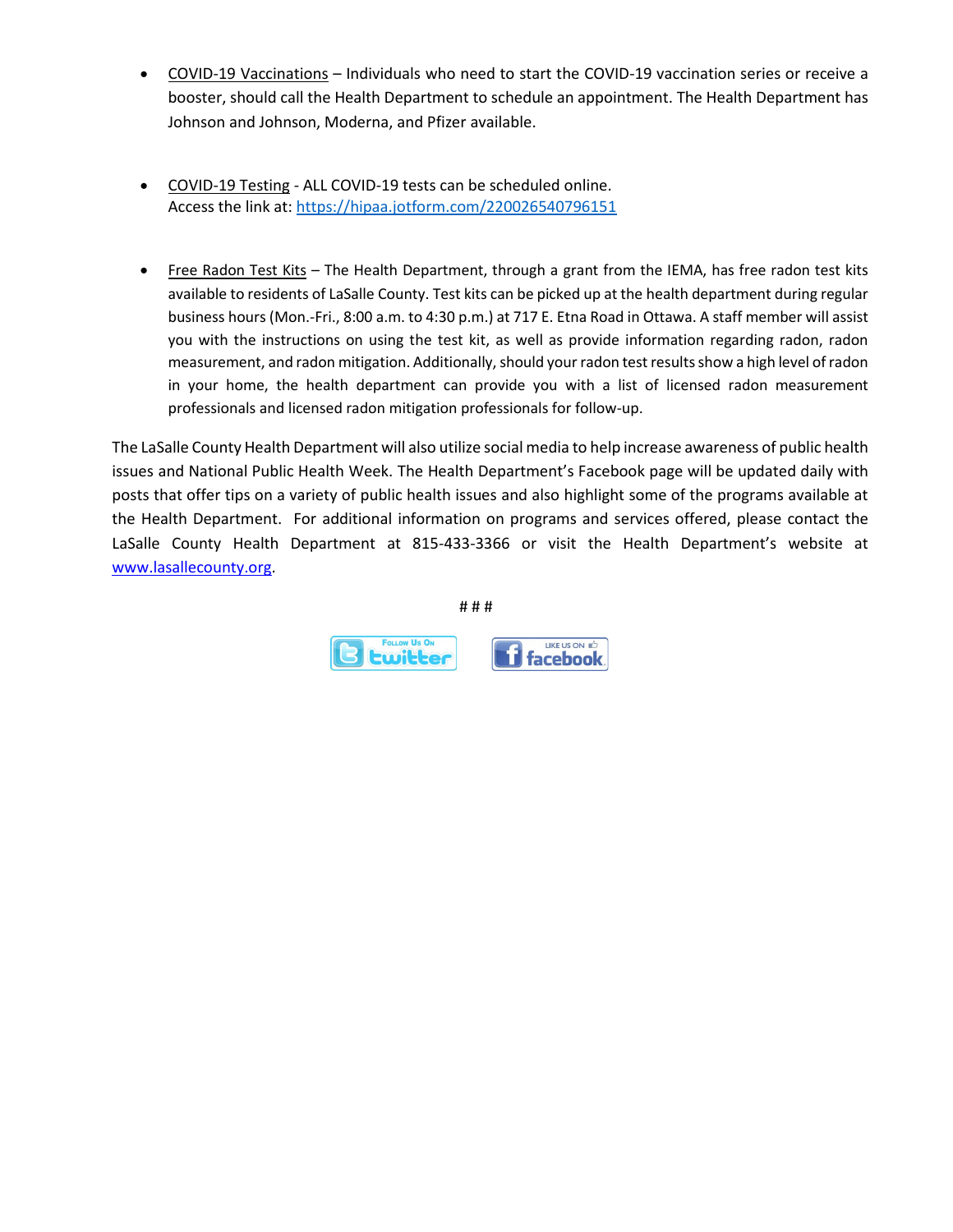- COVID-19 Vaccinations – Individuals who need to start the COVID-19 vaccination series or receive a booster, should call the Health Department to schedule an appointment. The Health Department has Johnson and Johnson, Moderna, and Pfizer available.

- COVID-19 Testing - ALL COVID-19 tests can be scheduled online.
  Access the link at: https://hipaa.jotform.com/220026540796151

- Free Radon Test Kits – The Health Department, through a grant from the IEMA, has free radon test kits available to residents of LaSalle County. Test kits can be picked up at the health department during regular business hours (Mon.-Fri., 8:00 a.m. to 4:30 p.m.) at 717 E. Etna Road in Ottawa. A staff member will assist you with the instructions on using the test kit, as well as provide information regarding radon, radon measurement, and radon mitigation. Additionally, should your radon test results show a high level of radon in your home, the health department can provide you with a list of licensed radon measurement professionals and licensed radon mitigation professionals for follow-up.

The LaSalle County Health Department will also utilize social media to help increase awareness of public health issues and National Public Health Week. The Health Department's Facebook page will be updated daily with posts that offer tips on a variety of public health issues and also highlight some of the programs available at the Health Department. For additional information on programs and services offered, please contact the LaSalle County Health Department at 815-433-3366 or visit the Health Department's website at www.lasallecounty.org.

# # #

Follow Us On twitter    LIKE US ON facebook